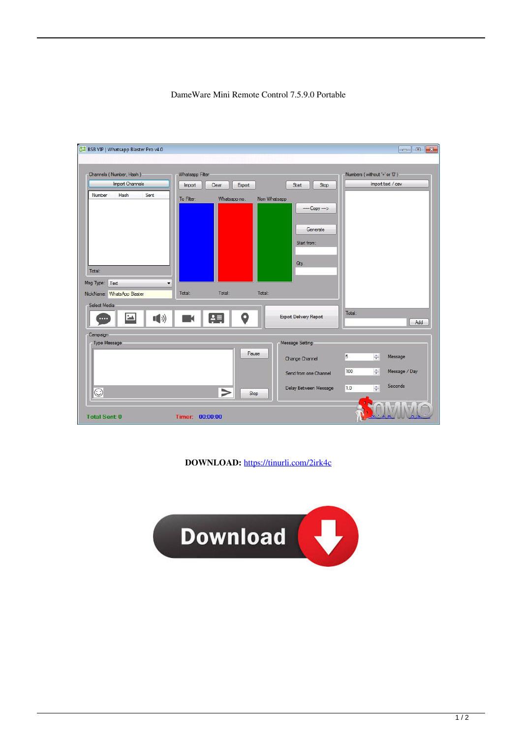DameWare Mini Remote Control 7.5.9.0 Portable

**DOWNLOAD:** https://tinurli.com/2irk4c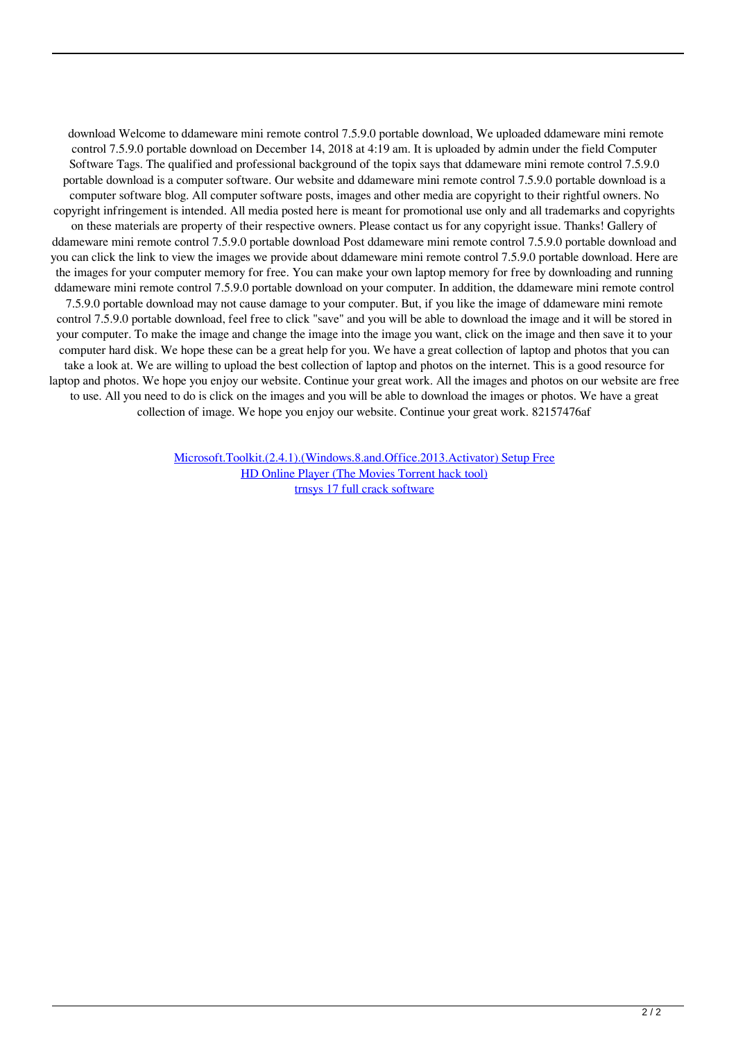download Welcome to ddameware mini remote control 7.5.9.0 portable download, We uploaded ddameware mini remote control 7.5.9.0 portable download on December 14, 2018 at 4:19 am. It is uploaded by admin under the field Computer Software Tags. The qualified and professional background of the topix says that ddameware mini remote control 7.5.9.0 portable download is a computer software. Our website and ddameware mini remote control 7.5.9.0 portable download is a computer software blog. All computer software posts, images and other media are copyright to their rightful owners. No copyright infringement is intended. All media posted here is meant for promotional use only and all trademarks and copyrights on these materials are property of their respective owners. Please contact us for any copyright issue. Thanks! Gallery of ddameware mini remote control 7.5.9.0 portable download Post ddameware mini remote control 7.5.9.0 portable download and you can click the link to view the images we provide about ddameware mini remote control 7.5.9.0 portable download. Here are the images for your computer memory for free. You can make your own laptop memory for free by downloading and running ddameware mini remote control 7.5.9.0 portable download on your computer. In addition, the ddameware mini remote control 7.5.9.0 portable download may not cause damage to your computer. But, if you like the image of ddameware mini remote control 7.5.9.0 portable download, feel free to click "save" and you will be able to download the image and it will be stored in your computer. To make the image and change the image into the image you want, click on the image and then save it to your computer hard disk. We hope these can be a great help for you. We have a great collection of laptop and photos that you can take a look at. We are willing to upload the best collection of laptop and photos on the internet. This is a good resource for laptop and photos. We hope you enjoy our website. Continue your great work. All the images and photos on our website are free to use. All you need to do is click on the images and you will be able to download the images or photos. We have a great collection of image. We hope you enjoy our website. Continue your great work. 82157476af

Microsoft.Toolkit.(2.4.1).(Windows.8.and.Office.2013.Activator) Setup Free
HD Online Player (The Movies Torrent hack tool)
trnsys 17 full crack software